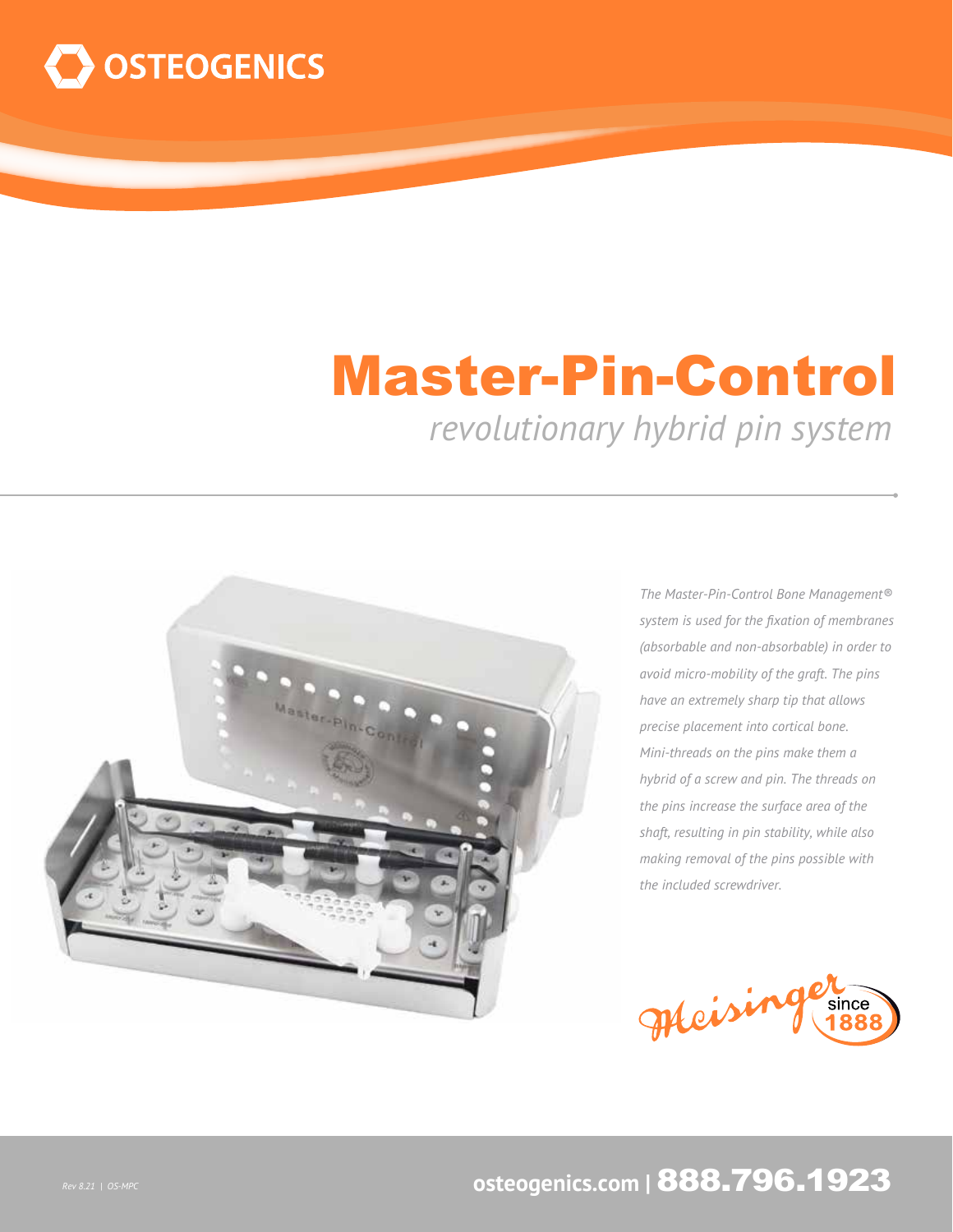OSTEOGENICS

# Master-Pin-Control

*revolutionary hybrid pin system*

*The Master-Pin-Control Bone Management® system is used for the fixation of membranes (absorbable and non-absorbable) in order to avoid micro-mobility of the graft. The pins have an extremely sharp tip that allows precise placement into cortical bone. Mini-threads on the pins make them a hybrid of a screw and pin. The threads on the pins increase the surface area of the shaft, resulting in pin stability, while also making removal of the pins possible with the included screwdriver.*

Meisinger since 1888

*Rev 8.21 | OS-MPC*

**osteogenics.com | 888.796.1923**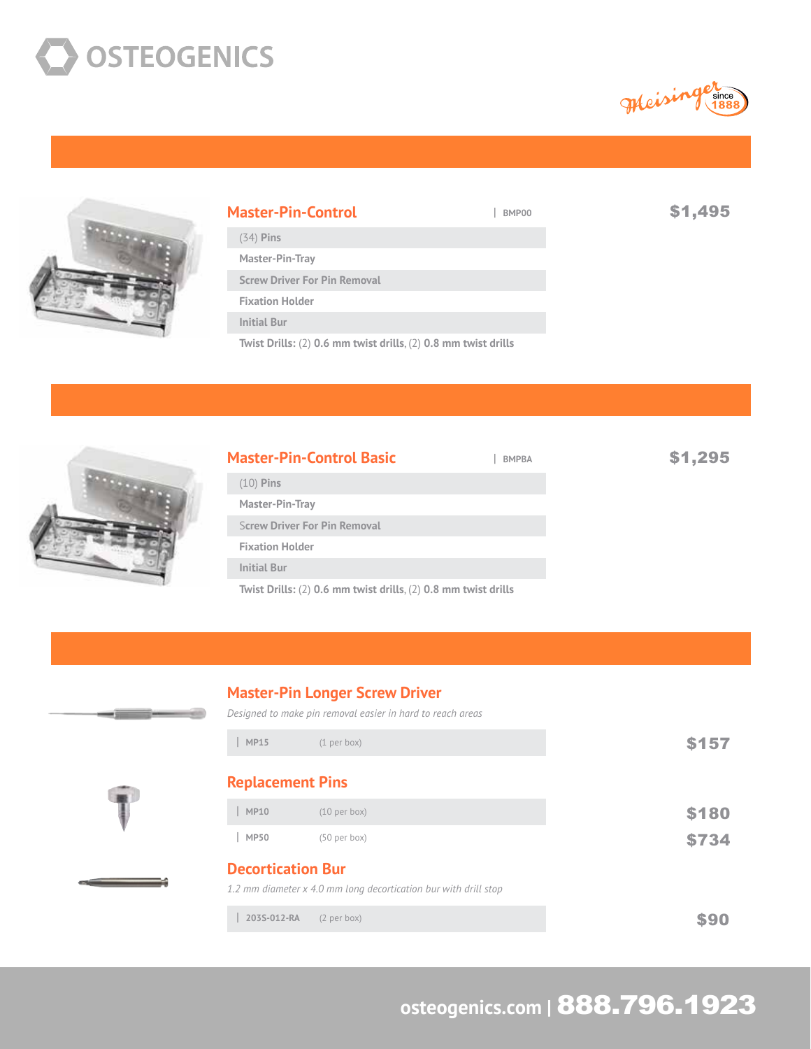# OSTEOGENICS

Meisinger since 1888

## Master-Pin-Control | BMP00

**$1,495**

- (34) **Pins**
- **Master-Pin-Tray**
- **Screw Driver For Pin Removal**
- **Fixation Holder**
- **Initial Bur**
- **Twist Drills:** (2) **0.6 mm twist drills**, (2) **0.8 mm twist drills**

## Master-Pin-Control Basic | BMPBA

**$1,295**

- (10) **Pins**
- **Master-Pin-Tray**
- **Screw Driver For Pin Removal**
- **Fixation Holder**
- **Initial Bur**
- **Twist Drills:** (2) **0.6 mm twist drills**, (2) **0.8 mm twist drills**

## Master-Pin Longer Screw Driver

*Designed to make pin removal easier in hard to reach areas*

| | | |
|---|---|---|
| MP15 | (1 per box) | $157 |

## Replacement Pins

| | | |
|---|---|---|
| MP10 | (10 per box) | $180 |
| MP50 | (50 per box) | $734 |

## Decortication Bur

*1.2 mm diameter x 4.0 mm long decortication bur with drill stop*

| | | |
|---|---|---|
| 2035-012-RA | (2 per box) | $90 |

osteogenics.com | 888.796.1923